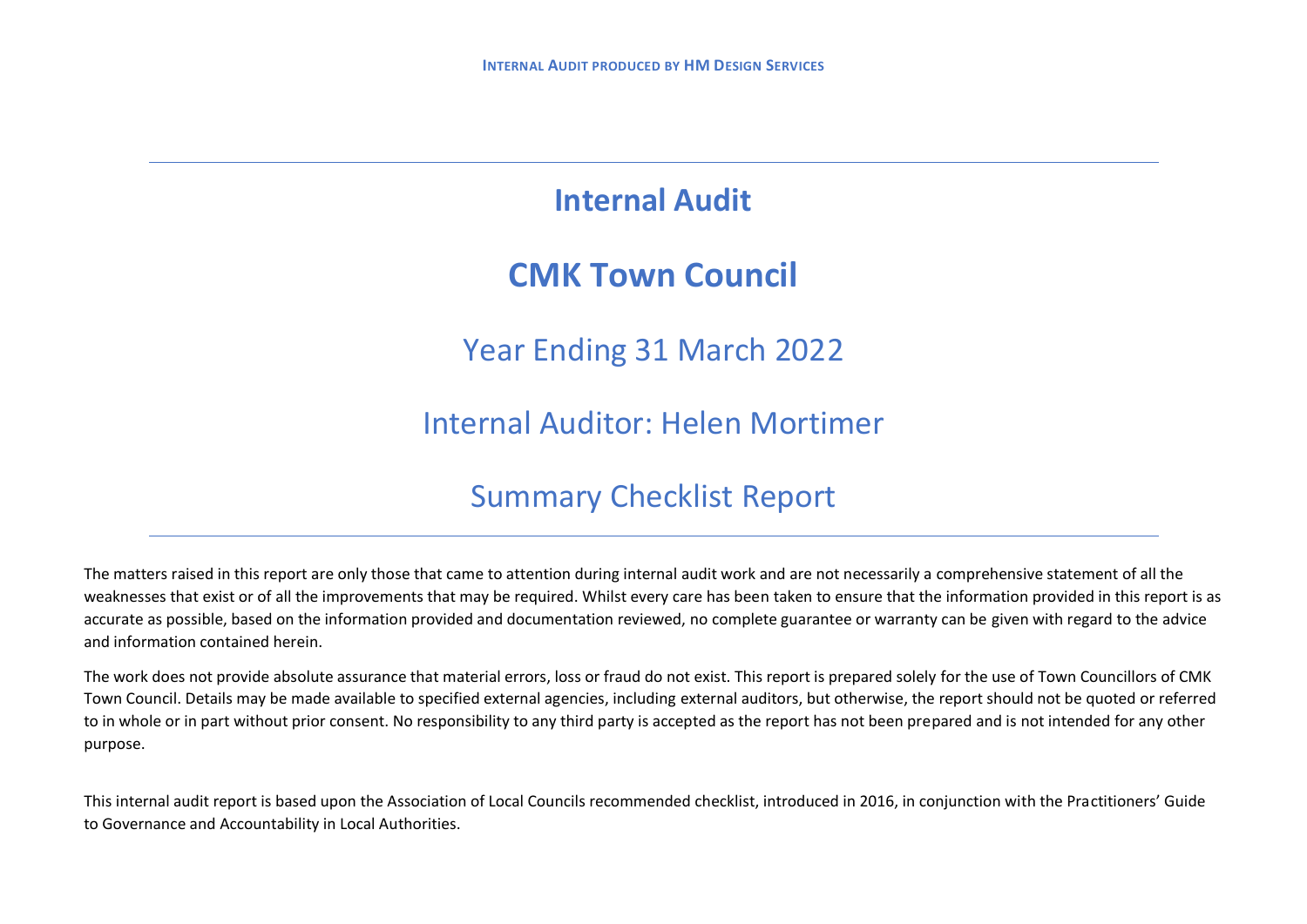# Internal Audit

# CMK Town Council

## Year Ending 31 March 2022

## Internal Auditor: Helen Mortimer

## Summary Checklist Report

---

The matters raised in this report are only those that came to attention during internal audit work and are not necessarily a comprehensive statement of all the weaknesses that exist or of all the improvements that may be required. Whilst every care has been taken to ensure that the information provided in this report is as accurate as possible, based on the information provided and documentation reviewed, no complete guarantee or warranty can be given with regard to the advice and information contained herein.

The work does not provide absolute assurance that material errors, loss or fraud do not exist. This report is prepared solely for the use of Town Councillors of CMK Town Council. Details may be made available to specified external agencies, including external auditors, but otherwise, the report should not be quoted or referred to in whole or in part without prior consent. No responsibility to any third party is accepted as the report has not been prepared and is not intended for any other purpose.

This internal audit report is based upon the Association of Local Councils recommended checklist, introduced in 2016, in conjunction with the Practitioners' Guide to Governance and Accountability in Local Authorities.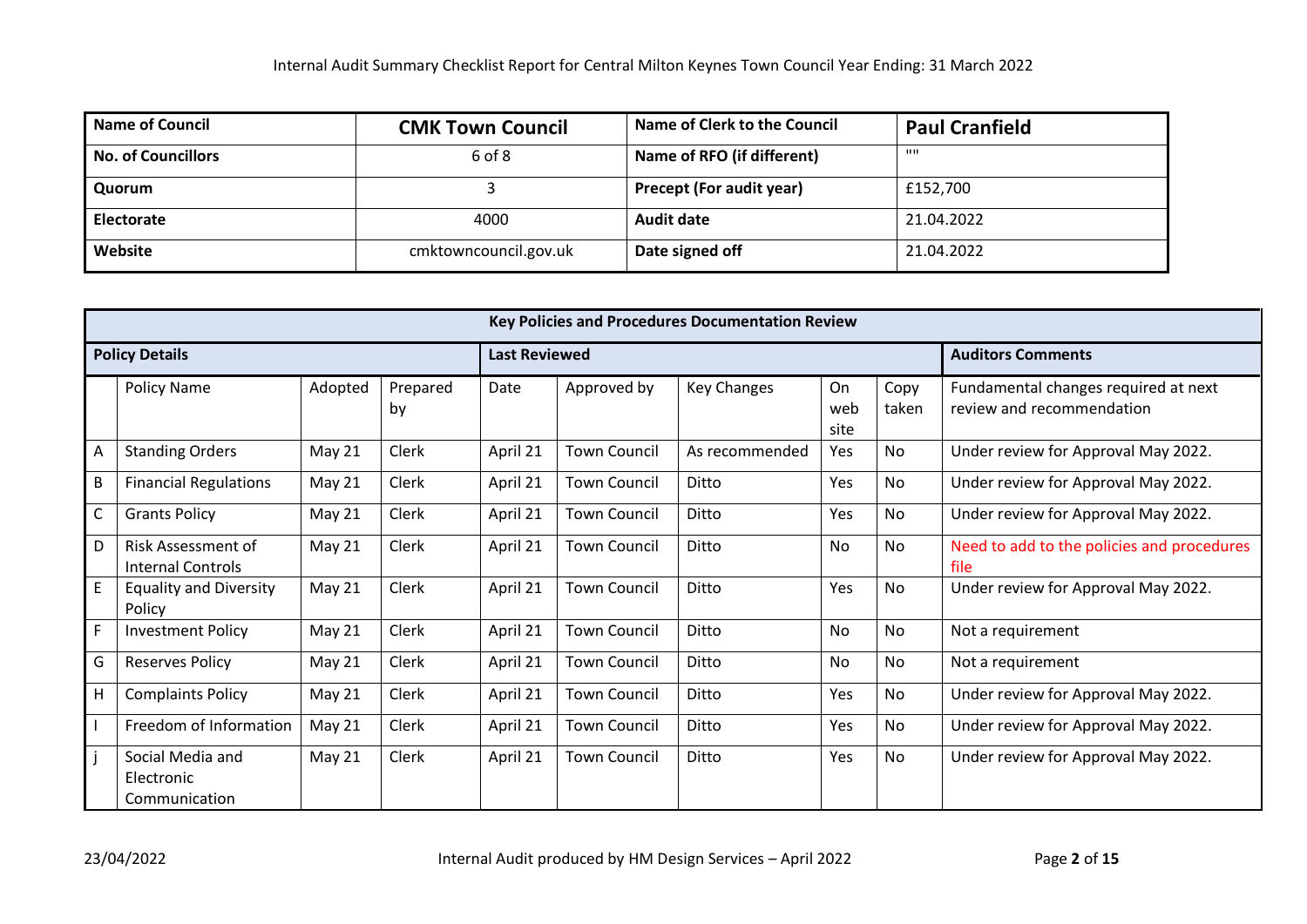Internal Audit Summary Checklist Report for Central Milton Keynes Town Council Year Ending: 31 March 2022

| **Name of Council** | **CMK Town Council** | **Name of Clerk to the Council** | **Paul Cranfield** |
|---|---|---|---|
| **No. of Councillors** | 6 of 8 | **Name of RFO (if different)** | "" |
| **Quorum** | 3 | **Precept (For audit year)** | £152,700 |
| **Electorate** | 4000 | **Audit date** | 21.04.2022 |
| **Website** | cmktowncouncil.gov.uk | **Date signed off** | 21.04.2022 |

| **Key Policies and Procedures Documentation Review** | | | | | | | | | | |
|---|---|---|---|---|---|---|---|---|---|---|
| **Policy Details** | | | | **Last Reviewed** | | | | | **Auditors Comments** | |
| | Policy Name | Adopted | Prepared by | Date | Approved by | Key Changes | On web site | Copy taken | Fundamental changes required at next review and recommendation |
| A | Standing Orders | May 21 | Clerk | April 21 | Town Council | As recommended | Yes | No | Under review for Approval May 2022. |
| B | Financial Regulations | May 21 | Clerk | April 21 | Town Council | Ditto | Yes | No | Under review for Approval May 2022. |
| C | Grants Policy | May 21 | Clerk | April 21 | Town Council | Ditto | Yes | No | Under review for Approval May 2022. |
| D | Risk Assessment of Internal Controls | May 21 | Clerk | April 21 | Town Council | Ditto | No | No | Need to add to the policies and procedures file |
| E | Equality and Diversity Policy | May 21 | Clerk | April 21 | Town Council | Ditto | Yes | No | Under review for Approval May 2022. |
| F | Investment Policy | May 21 | Clerk | April 21 | Town Council | Ditto | No | No | Not a requirement |
| G | Reserves Policy | May 21 | Clerk | April 21 | Town Council | Ditto | No | No | Not a requirement |
| H | Complaints Policy | May 21 | Clerk | April 21 | Town Council | Ditto | Yes | No | Under review for Approval May 2022. |
| I | Freedom of Information | May 21 | Clerk | April 21 | Town Council | Ditto | Yes | No | Under review for Approval May 2022. |
| j | Social Media and Electronic Communication | May 21 | Clerk | April 21 | Town Council | Ditto | Yes | No | Under review for Approval May 2022. |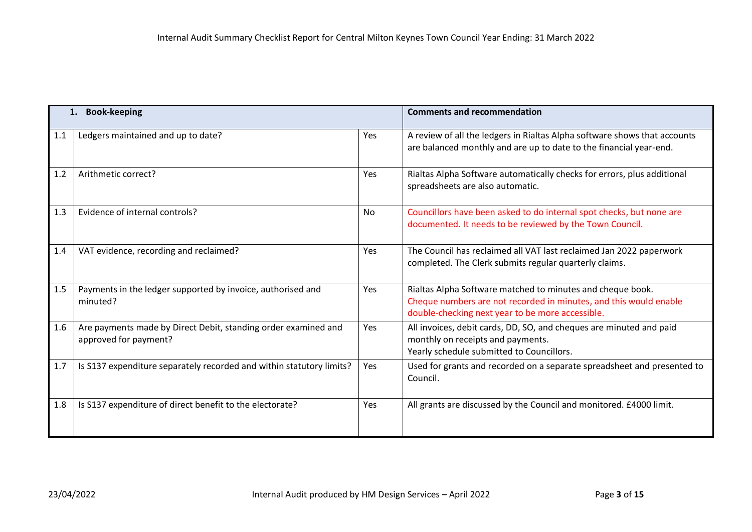Internal Audit Summary Checklist Report for Central Milton Keynes Town Council Year Ending: 31 March 2022

| 1. | **Book-keeping** | | **Comments and recommendation** |
|---|---|---|---|
| 1.1 | Ledgers maintained and up to date? | Yes | A review of all the ledgers in Rialtas Alpha software shows that accounts are balanced monthly and are up to date to the financial year-end. |
| 1.2 | Arithmetic correct? | Yes | Rialtas Alpha Software automatically checks for errors, plus additional spreadsheets are also automatic. |
| 1.3 | Evidence of internal controls? | No | Councillors have been asked to do internal spot checks, but none are documented. It needs to be reviewed by the Town Council. |
| 1.4 | VAT evidence, recording and reclaimed? | Yes | The Council has reclaimed all VAT last reclaimed Jan 2022 paperwork completed. The Clerk submits regular quarterly claims. |
| 1.5 | Payments in the ledger supported by invoice, authorised and minuted? | Yes | Rialtas Alpha Software matched to minutes and cheque book. Cheque numbers are not recorded in minutes, and this would enable double-checking next year to be more accessible. |
| 1.6 | Are payments made by Direct Debit, standing order examined and approved for payment? | Yes | All invoices, debit cards, DD, SO, and cheques are minuted and paid monthly on receipts and payments. Yearly schedule submitted to Councillors. |
| 1.7 | Is S137 expenditure separately recorded and within statutory limits? | Yes | Used for grants and recorded on a separate spreadsheet and presented to Council. |
| 1.8 | Is S137 expenditure of direct benefit to the electorate? | Yes | All grants are discussed by the Council and monitored. £4000 limit. |

23/04/2022 Internal Audit produced by HM Design Services – April 2022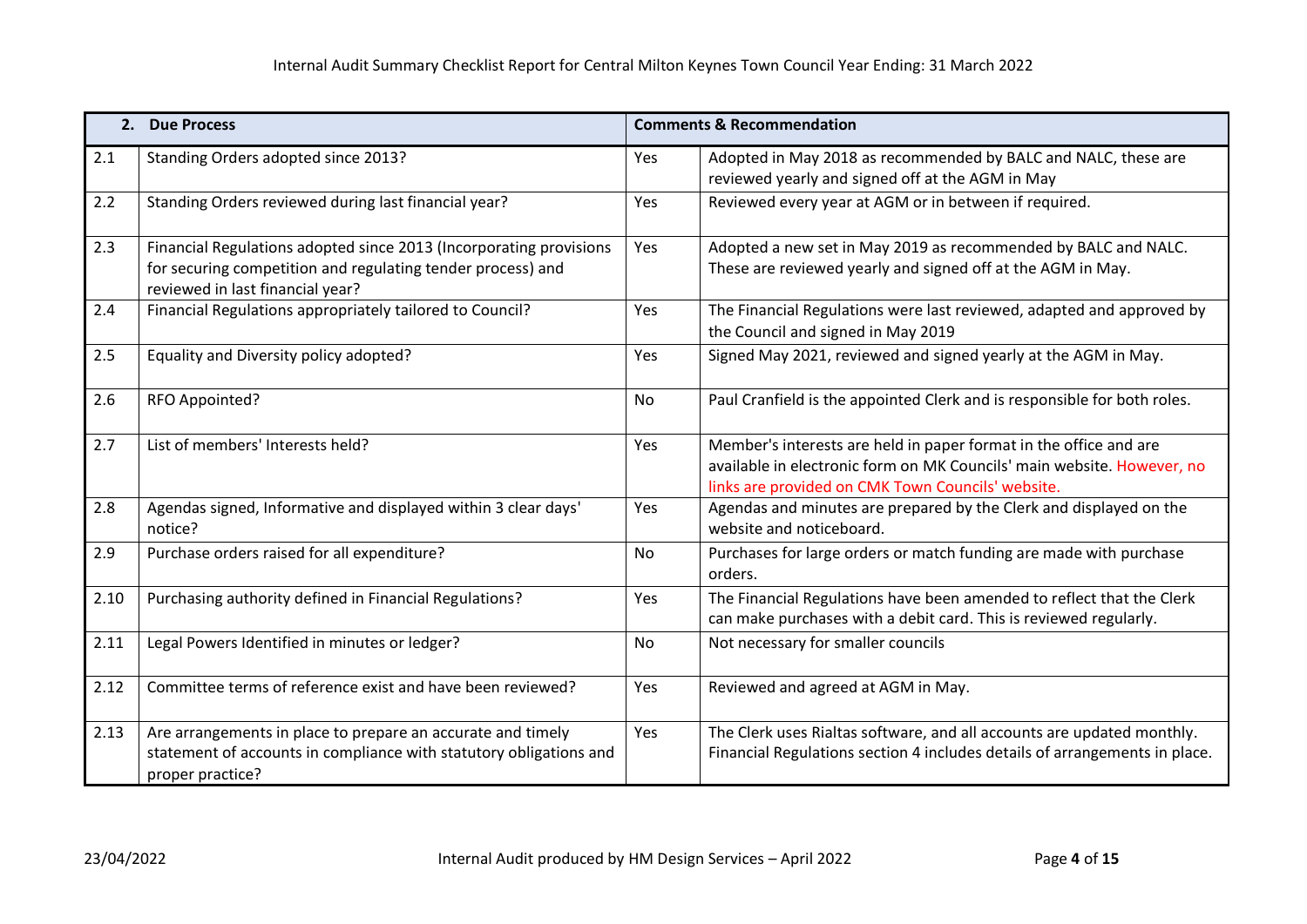| **2.** | **Due Process** | **Comments & Recommendation** | |
|---|---|---|---|
| 2.1 | Standing Orders adopted since 2013? | Yes | Adopted in May 2018 as recommended by BALC and NALC, these are reviewed yearly and signed off at the AGM in May |
| 2.2 | Standing Orders reviewed during last financial year? | Yes | Reviewed every year at AGM or in between if required. |
| 2.3 | Financial Regulations adopted since 2013 (Incorporating provisions for securing competition and regulating tender process) and reviewed in last financial year? | Yes | Adopted a new set in May 2019 as recommended by BALC and NALC. These are reviewed yearly and signed off at the AGM in May. |
| 2.4 | Financial Regulations appropriately tailored to Council? | Yes | The Financial Regulations were last reviewed, adapted and approved by the Council and signed in May 2019 |
| 2.5 | Equality and Diversity policy adopted? | Yes | Signed May 2021, reviewed and signed yearly at the AGM in May. |
| 2.6 | RFO Appointed? | No | Paul Cranfield is the appointed Clerk and is responsible for both roles. |
| 2.7 | List of members' Interests held? | Yes | Member's interests are held in paper format in the office and are available in electronic form on MK Councils' main website. However, no links are provided on CMK Town Councils' website. |
| 2.8 | Agendas signed, Informative and displayed within 3 clear days' notice? | Yes | Agendas and minutes are prepared by the Clerk and displayed on the website and noticeboard. |
| 2.9 | Purchase orders raised for all expenditure? | No | Purchases for large orders or match funding are made with purchase orders. |
| 2.10 | Purchasing authority defined in Financial Regulations? | Yes | The Financial Regulations have been amended to reflect that the Clerk can make purchases with a debit card. This is reviewed regularly. |
| 2.11 | Legal Powers Identified in minutes or ledger? | No | Not necessary for smaller councils |
| 2.12 | Committee terms of reference exist and have been reviewed? | Yes | Reviewed and agreed at AGM in May. |
| 2.13 | Are arrangements in place to prepare an accurate and timely statement of accounts in compliance with statutory obligations and proper practice? | Yes | The Clerk uses Rialtas software, and all accounts are updated monthly. Financial Regulations section 4 includes details of arrangements in place. |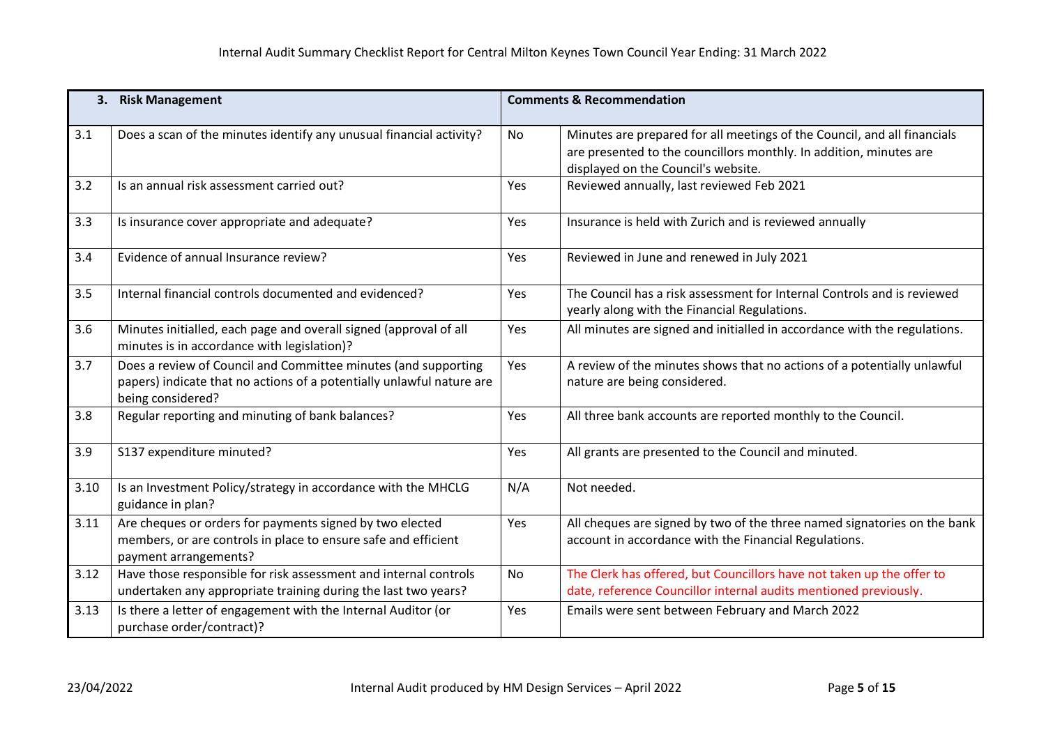| 3. | **Risk Management** | **Comments & Recommendation** | |
|---|---|---|---|
| 3.1 | Does a scan of the minutes identify any unusual financial activity? | No | Minutes are prepared for all meetings of the Council, and all financials are presented to the councillors monthly. In addition, minutes are displayed on the Council's website. |
| 3.2 | Is an annual risk assessment carried out? | Yes | Reviewed annually, last reviewed Feb 2021 |
| 3.3 | Is insurance cover appropriate and adequate? | Yes | Insurance is held with Zurich and is reviewed annually |
| 3.4 | Evidence of annual Insurance review? | Yes | Reviewed in June and renewed in July 2021 |
| 3.5 | Internal financial controls documented and evidenced? | Yes | The Council has a risk assessment for Internal Controls and is reviewed yearly along with the Financial Regulations. |
| 3.6 | Minutes initialled, each page and overall signed (approval of all minutes is in accordance with legislation)? | Yes | All minutes are signed and initialled in accordance with the regulations. |
| 3.7 | Does a review of Council and Committee minutes (and supporting papers) indicate that no actions of a potentially unlawful nature are being considered? | Yes | A review of the minutes shows that no actions of a potentially unlawful nature are being considered. |
| 3.8 | Regular reporting and minuting of bank balances? | Yes | All three bank accounts are reported monthly to the Council. |
| 3.9 | S137 expenditure minuted? | Yes | All grants are presented to the Council and minuted. |
| 3.10 | Is an Investment Policy/strategy in accordance with the MHCLG guidance in plan? | N/A | Not needed. |
| 3.11 | Are cheques or orders for payments signed by two elected members, or are controls in place to ensure safe and efficient payment arrangements? | Yes | All cheques are signed by two of the three named signatories on the bank account in accordance with the Financial Regulations. |
| 3.12 | Have those responsible for risk assessment and internal controls undertaken any appropriate training during the last two years? | No | The Clerk has offered, but Councillors have not taken up the offer to date, reference Councillor internal audits mentioned previously. |
| 3.13 | Is there a letter of engagement with the Internal Auditor (or purchase order/contract)? | Yes | Emails were sent between February and March 2022 |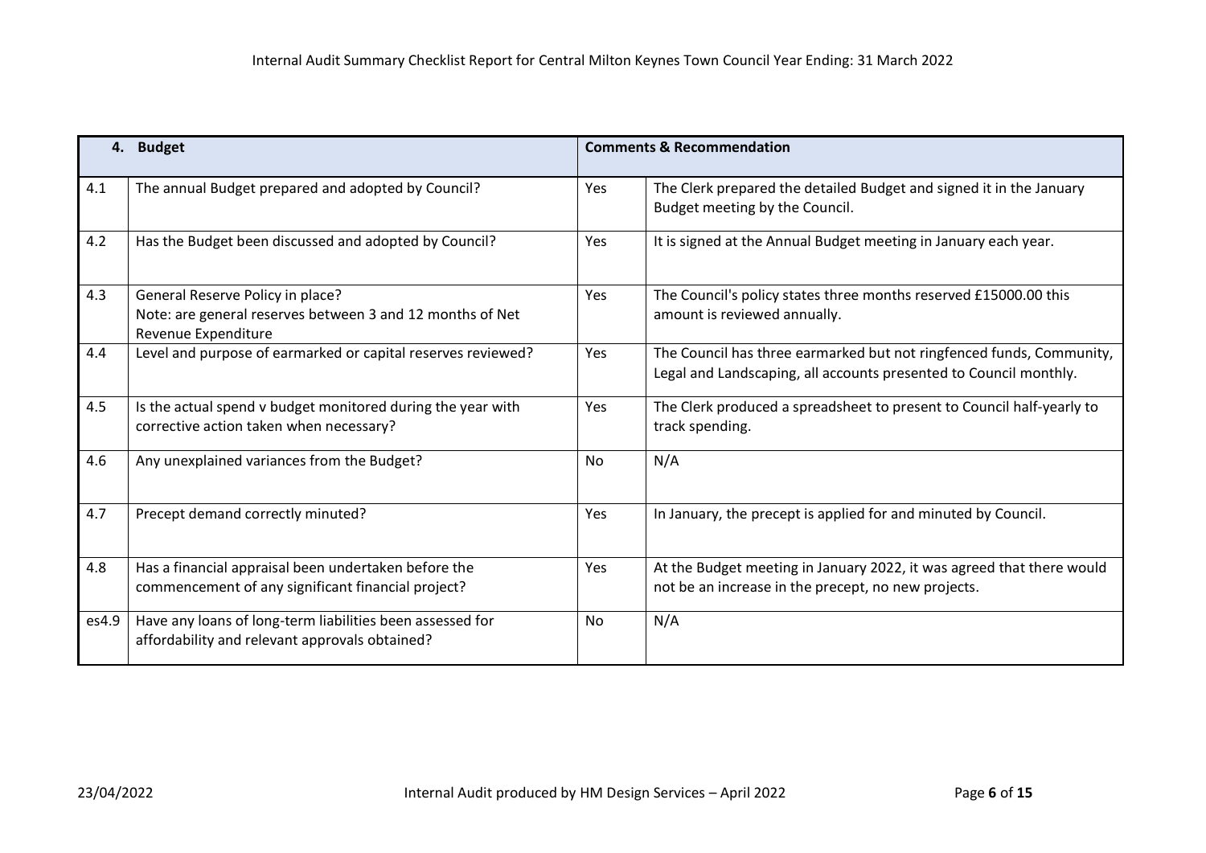Internal Audit Summary Checklist Report for Central Milton Keynes Town Council Year Ending: 31 March 2022

| 4. | Budget | Comments & Recommendation | |
|---|---|---|---|
| 4.1 | The annual Budget prepared and adopted by Council? | Yes | The Clerk prepared the detailed Budget and signed it in the January Budget meeting by the Council. |
| 4.2 | Has the Budget been discussed and adopted by Council? | Yes | It is signed at the Annual Budget meeting in January each year. |
| 4.3 | General Reserve Policy in place?<br>Note: are general reserves between 3 and 12 months of Net Revenue Expenditure | Yes | The Council's policy states three months reserved £15000.00 this amount is reviewed annually. |
| 4.4 | Level and purpose of earmarked or capital reserves reviewed? | Yes | The Council has three earmarked but not ringfenced funds, Community, Legal and Landscaping, all accounts presented to Council monthly. |
| 4.5 | Is the actual spend v budget monitored during the year with corrective action taken when necessary? | Yes | The Clerk produced a spreadsheet to present to Council half-yearly to track spending. |
| 4.6 | Any unexplained variances from the Budget? | No | N/A |
| 4.7 | Precept demand correctly minuted? | Yes | In January, the precept is applied for and minuted by Council. |
| 4.8 | Has a financial appraisal been undertaken before the commencement of any significant financial project? | Yes | At the Budget meeting in January 2022, it was agreed that there would not be an increase in the precept, no new projects. |
| es4.9 | Have any loans of long-term liabilities been assessed for affordability and relevant approvals obtained? | No | N/A |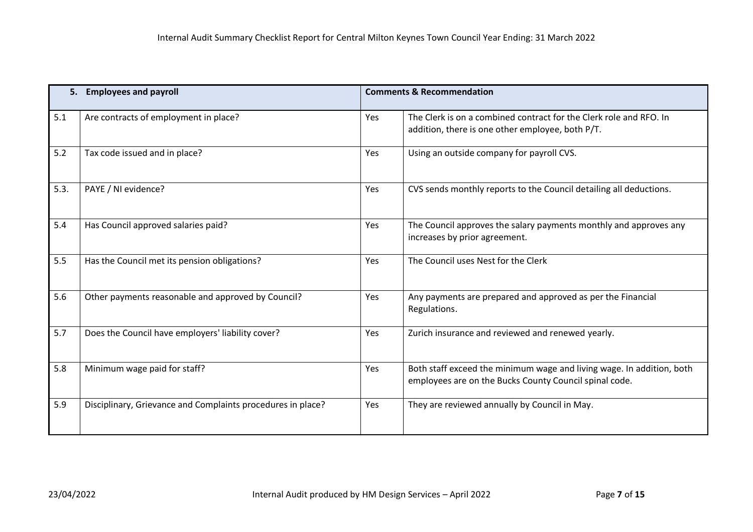| 5. | Employees and payroll | Comments & Recommendation | |
|---|---|---|---|
| 5.1 | Are contracts of employment in place? | Yes | The Clerk is on a combined contract for the Clerk role and RFO. In addition, there is one other employee, both P/T. |
| 5.2 | Tax code issued and in place? | Yes | Using an outside company for payroll CVS. |
| 5.3. | PAYE / NI evidence? | Yes | CVS sends monthly reports to the Council detailing all deductions. |
| 5.4 | Has Council approved salaries paid? | Yes | The Council approves the salary payments monthly and approves any increases by prior agreement. |
| 5.5 | Has the Council met its pension obligations? | Yes | The Council uses Nest for the Clerk |
| 5.6 | Other payments reasonable and approved by Council? | Yes | Any payments are prepared and approved as per the Financial Regulations. |
| 5.7 | Does the Council have employers' liability cover? | Yes | Zurich insurance and reviewed and renewed yearly. |
| 5.8 | Minimum wage paid for staff? | Yes | Both staff exceed the minimum wage and living wage. In addition, both employees are on the Bucks County Council spinal code. |
| 5.9 | Disciplinary, Grievance and Complaints procedures in place? | Yes | They are reviewed annually by Council in May. |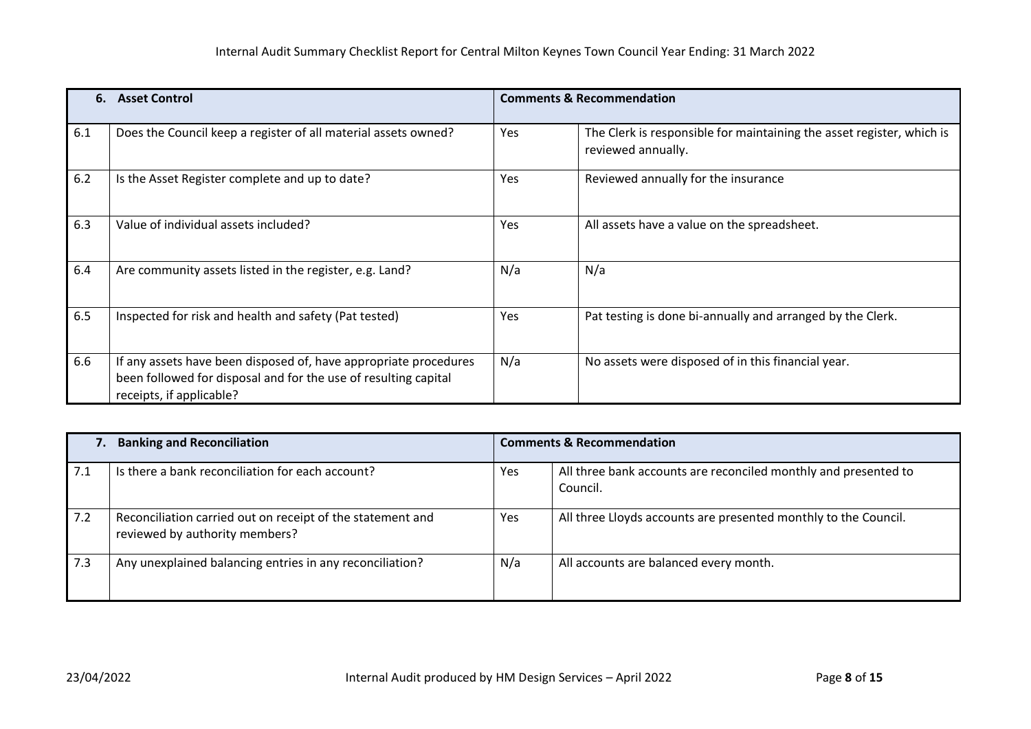| 6. | Asset Control | Comments & Recommendation | |
|---|---|---|---|
| 6.1 | Does the Council keep a register of all material assets owned? | Yes | The Clerk is responsible for maintaining the asset register, which is reviewed annually. |
| 6.2 | Is the Asset Register complete and up to date? | Yes | Reviewed annually for the insurance |
| 6.3 | Value of individual assets included? | Yes | All assets have a value on the spreadsheet. |
| 6.4 | Are community assets listed in the register, e.g. Land? | N/a | N/a |
| 6.5 | Inspected for risk and health and safety (Pat tested) | Yes | Pat testing is done bi-annually and arranged by the Clerk. |
| 6.6 | If any assets have been disposed of, have appropriate procedures been followed for disposal and for the use of resulting capital receipts, if applicable? | N/a | No assets were disposed of in this financial year. |

| 7. | Banking and Reconciliation | Comments & Recommendation | |
|---|---|---|---|
| 7.1 | Is there a bank reconciliation for each account? | Yes | All three bank accounts are reconciled monthly and presented to Council. |
| 7.2 | Reconciliation carried out on receipt of the statement and reviewed by authority members? | Yes | All three Lloyds accounts are presented monthly to the Council. |
| 7.3 | Any unexplained balancing entries in any reconciliation? | N/a | All accounts are balanced every month. |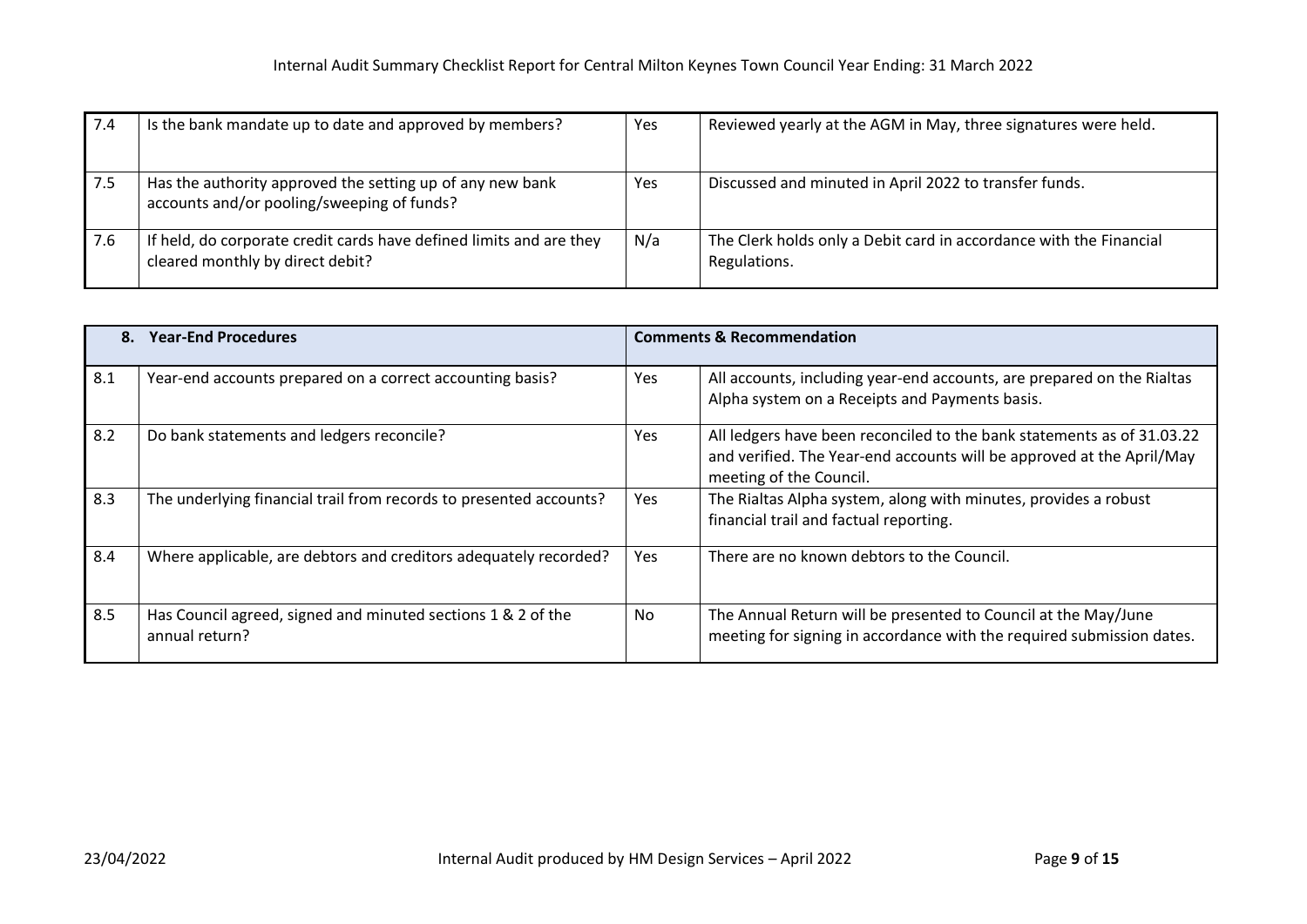| | | | |
|---|---|---|---|
| 7.4 | Is the bank mandate up to date and approved by members? | Yes | Reviewed yearly at the AGM in May, three signatures were held. |
| 7.5 | Has the authority approved the setting up of any new bank accounts and/or pooling/sweeping of funds? | Yes | Discussed and minuted in April 2022 to transfer funds. |
| 7.6 | If held, do corporate credit cards have defined limits and are they cleared monthly by direct debit? | N/a | The Clerk holds only a Debit card in accordance with the Financial Regulations. |

| **8.** | **Year-End Procedures** | **Comments & Recommendation** | |
|---|---|---|---|
| 8.1 | Year-end accounts prepared on a correct accounting basis? | Yes | All accounts, including year-end accounts, are prepared on the Rialtas Alpha system on a Receipts and Payments basis. |
| 8.2 | Do bank statements and ledgers reconcile? | Yes | All ledgers have been reconciled to the bank statements as of 31.03.22 and verified. The Year-end accounts will be approved at the April/May meeting of the Council. |
| 8.3 | The underlying financial trail from records to presented accounts? | Yes | The Rialtas Alpha system, along with minutes, provides a robust financial trail and factual reporting. |
| 8.4 | Where applicable, are debtors and creditors adequately recorded? | Yes | There are no known debtors to the Council. |
| 8.5 | Has Council agreed, signed and minuted sections 1 & 2 of the annual return? | No | The Annual Return will be presented to Council at the May/June meeting for signing in accordance with the required submission dates. |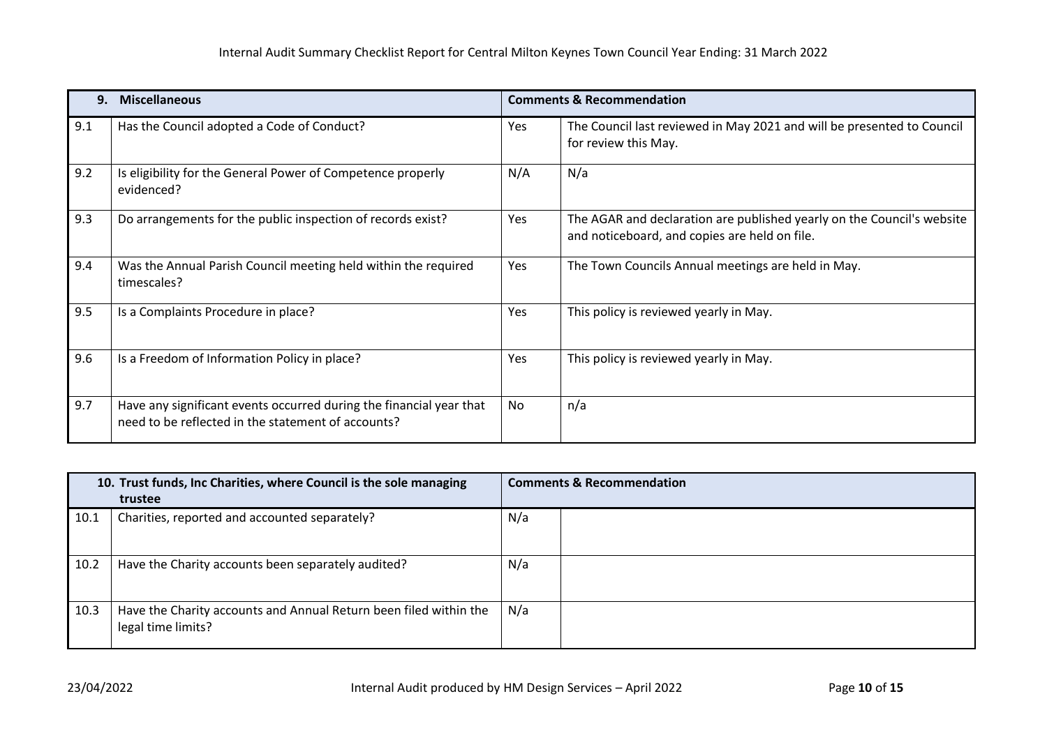| 9. | Miscellaneous | Comments & Recommendation | |
|---|---|---|---|
| 9.1 | Has the Council adopted a Code of Conduct? | Yes | The Council last reviewed in May 2021 and will be presented to Council for review this May. |
| 9.2 | Is eligibility for the General Power of Competence properly evidenced? | N/A | N/a |
| 9.3 | Do arrangements for the public inspection of records exist? | Yes | The AGAR and declaration are published yearly on the Council's website and noticeboard, and copies are held on file. |
| 9.4 | Was the Annual Parish Council meeting held within the required timescales? | Yes | The Town Councils Annual meetings are held in May. |
| 9.5 | Is a Complaints Procedure in place? | Yes | This policy is reviewed yearly in May. |
| 9.6 | Is a Freedom of Information Policy in place? | Yes | This policy is reviewed yearly in May. |
| 9.7 | Have any significant events occurred during the financial year that need to be reflected in the statement of accounts? | No | n/a |

| 10. | Trust funds, Inc Charities, where Council is the sole managing trustee | Comments & Recommendation | |
|---|---|---|---|
| 10.1 | Charities, reported and accounted separately? | N/a | |
| 10.2 | Have the Charity accounts been separately audited? | N/a | |
| 10.3 | Have the Charity accounts and Annual Return been filed within the legal time limits? | N/a | |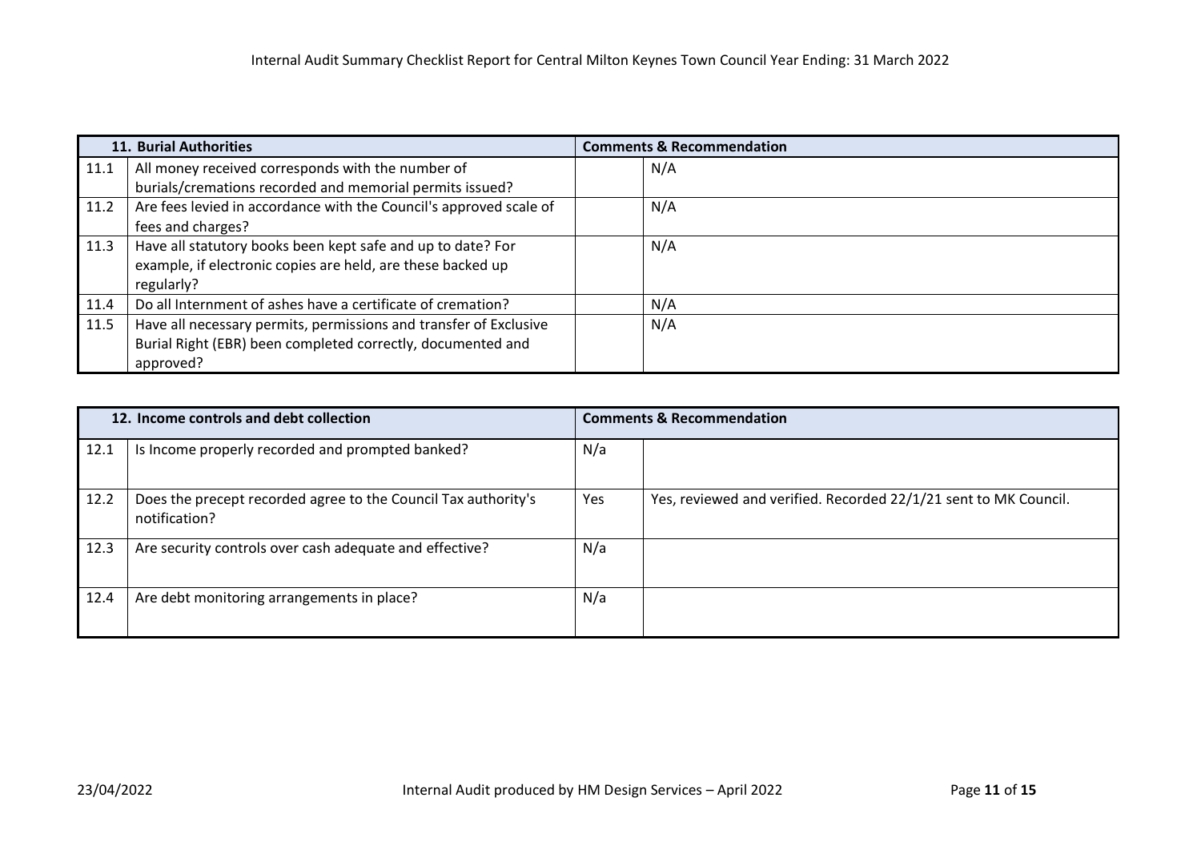| 11. Burial Authorities | | Comments & Recommendation | |
|---|---|---|---|
| 11.1 | All money received corresponds with the number of burials/cremations recorded and memorial permits issued? | | N/A |
| 11.2 | Are fees levied in accordance with the Council's approved scale of fees and charges? | | N/A |
| 11.3 | Have all statutory books been kept safe and up to date? For example, if electronic copies are held, are these backed up regularly? | | N/A |
| 11.4 | Do all Internment of ashes have a certificate of cremation? | | N/A |
| 11.5 | Have all necessary permits, permissions and transfer of Exclusive Burial Right (EBR) been completed correctly, documented and approved? | | N/A |

| 12. Income controls and debt collection | | Comments & Recommendation | |
|---|---|---|---|
| 12.1 | Is Income properly recorded and prompted banked? | N/a | |
| 12.2 | Does the precept recorded agree to the Council Tax authority's notification? | Yes | Yes, reviewed and verified. Recorded 22/1/21 sent to MK Council. |
| 12.3 | Are security controls over cash adequate and effective? | N/a | |
| 12.4 | Are debt monitoring arrangements in place? | N/a | |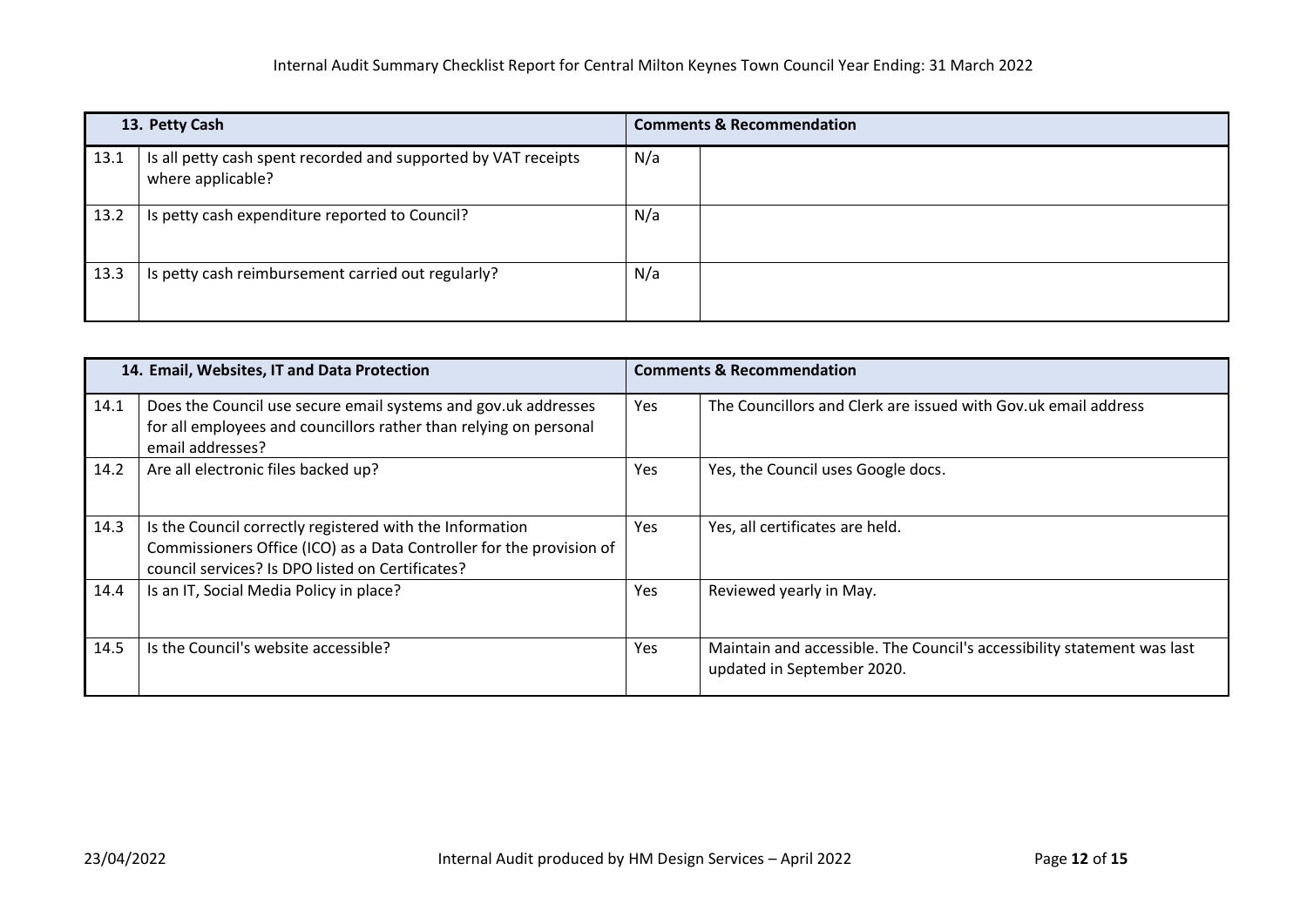| 13. Petty Cash | | Comments & Recommendation | |
|---|---|---|---|
| 13.1 | Is all petty cash spent recorded and supported by VAT receipts where applicable? | N/a | |
| 13.2 | Is petty cash expenditure reported to Council? | N/a | |
| 13.3 | Is petty cash reimbursement carried out regularly? | N/a | |

| 14. Email, Websites, IT and Data Protection | | Comments & Recommendation | |
|---|---|---|---|
| 14.1 | Does the Council use secure email systems and gov.uk addresses for all employees and councillors rather than relying on personal email addresses? | Yes | The Councillors and Clerk are issued with Gov.uk email address |
| 14.2 | Are all electronic files backed up? | Yes | Yes, the Council uses Google docs. |
| 14.3 | Is the Council correctly registered with the Information Commissioners Office (ICO) as a Data Controller for the provision of council services? Is DPO listed on Certificates? | Yes | Yes, all certificates are held. |
| 14.4 | Is an IT, Social Media Policy in place? | Yes | Reviewed yearly in May. |
| 14.5 | Is the Council's website accessible? | Yes | Maintain and accessible. The Council's accessibility statement was last updated in September 2020. |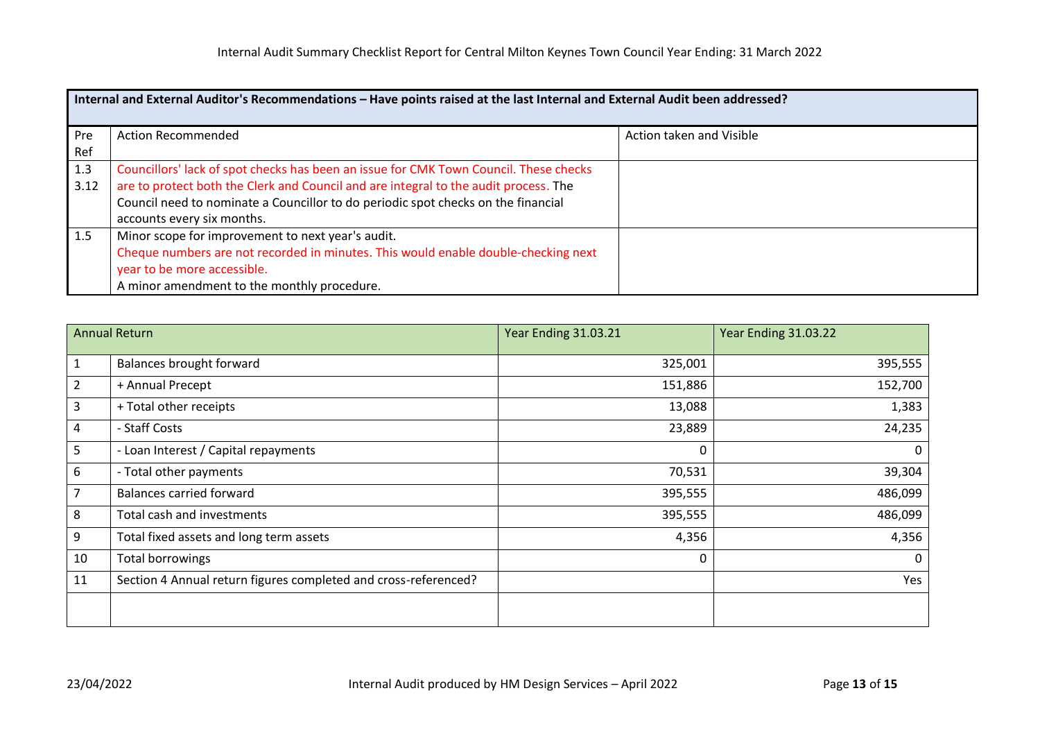| Internal and External Auditor's Recommendations – Have points raised at the last Internal and External Audit been addressed? | | |
|---|---|---|
| Pre Ref | Action Recommended | Action taken and Visible |
| 1.3 3.12 | Councillors' lack of spot checks has been an issue for CMK Town Council. These checks are to protect both the Clerk and Council and are integral to the audit process. The Council need to nominate a Councillor to do periodic spot checks on the financial accounts every six months. | |
| 1.5 | Minor scope for improvement to next year's audit. Cheque numbers are not recorded in minutes. This would enable double-checking next year to be more accessible. A minor amendment to the monthly procedure. | |

| Annual Return | | Year Ending 31.03.21 | Year Ending 31.03.22 |
|---|---|---|---|
| 1 | Balances brought forward | 325,001 | 395,555 |
| 2 | + Annual Precept | 151,886 | 152,700 |
| 3 | + Total other receipts | 13,088 | 1,383 |
| 4 | - Staff Costs | 23,889 | 24,235 |
| 5 | - Loan Interest / Capital repayments | 0 | 0 |
| 6 | - Total other payments | 70,531 | 39,304 |
| 7 | Balances carried forward | 395,555 | 486,099 |
| 8 | Total cash and investments | 395,555 | 486,099 |
| 9 | Total fixed assets and long term assets | 4,356 | 4,356 |
| 10 | Total borrowings | 0 | 0 |
| 11 | Section 4 Annual return figures completed and cross-referenced? | | Yes |
| | | | |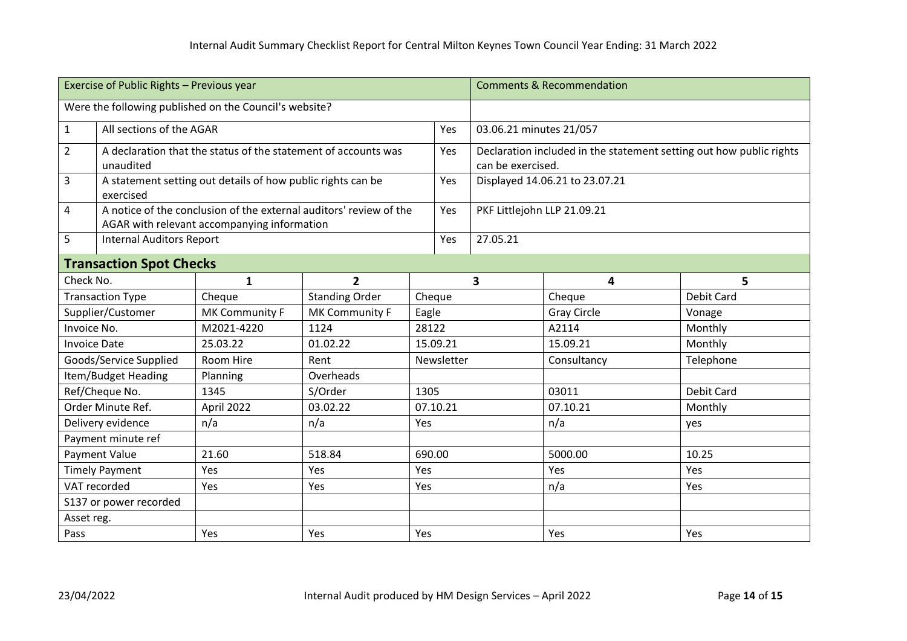Internal Audit Summary Checklist Report for Central Milton Keynes Town Council Year Ending: 31 March 2022

| Exercise of Public Rights – Previous year | | | Comments & Recommendation |
|---|---|---|---|
| Were the following published on the Council's website? | | | |
| 1 | All sections of the AGAR | Yes | 03.06.21 minutes 21/057 |
| 2 | A declaration that the status of the statement of accounts was unaudited | Yes | Declaration included in the statement setting out how public rights can be exercised. |
| 3 | A statement setting out details of how public rights can be exercised | Yes | Displayed 14.06.21 to 23.07.21 |
| 4 | A notice of the conclusion of the external auditors' review of the AGAR with relevant accompanying information | Yes | PKF Littlejohn LLP 21.09.21 |
| 5 | Internal Auditors Report | Yes | 27.05.21 |

## Transaction Spot Checks

| Check No. | 1 | 2 | 3 | 4 | 5 |
|---|---|---|---|---|---|
| Transaction Type | Cheque | Standing Order | Cheque | Cheque | Debit Card |
| Supplier/Customer | MK Community F | MK Community F | Eagle | Gray Circle | Vonage |
| Invoice No. | M2021-4220 | 1124 | 28122 | A2114 | Monthly |
| Invoice Date | 25.03.22 | 01.02.22 | 15.09.21 | 15.09.21 | Monthly |
| Goods/Service Supplied | Room Hire | Rent | Newsletter | Consultancy | Telephone |
| Item/Budget Heading | Planning | Overheads | | | |
| Ref/Cheque No. | 1345 | S/Order | 1305 | 03011 | Debit Card |
| Order Minute Ref. | April 2022 | 03.02.22 | 07.10.21 | 07.10.21 | Monthly |
| Delivery evidence | n/a | n/a | Yes | n/a | yes |
| Payment minute ref | | | | | |
| Payment Value | 21.60 | 518.84 | 690.00 | 5000.00 | 10.25 |
| Timely Payment | Yes | Yes | Yes | Yes | Yes |
| VAT recorded | Yes | Yes | Yes | n/a | Yes |
| S137 or power recorded | | | | | |
| Asset reg. | | | | | |
| Pass | Yes | Yes | Yes | Yes | Yes |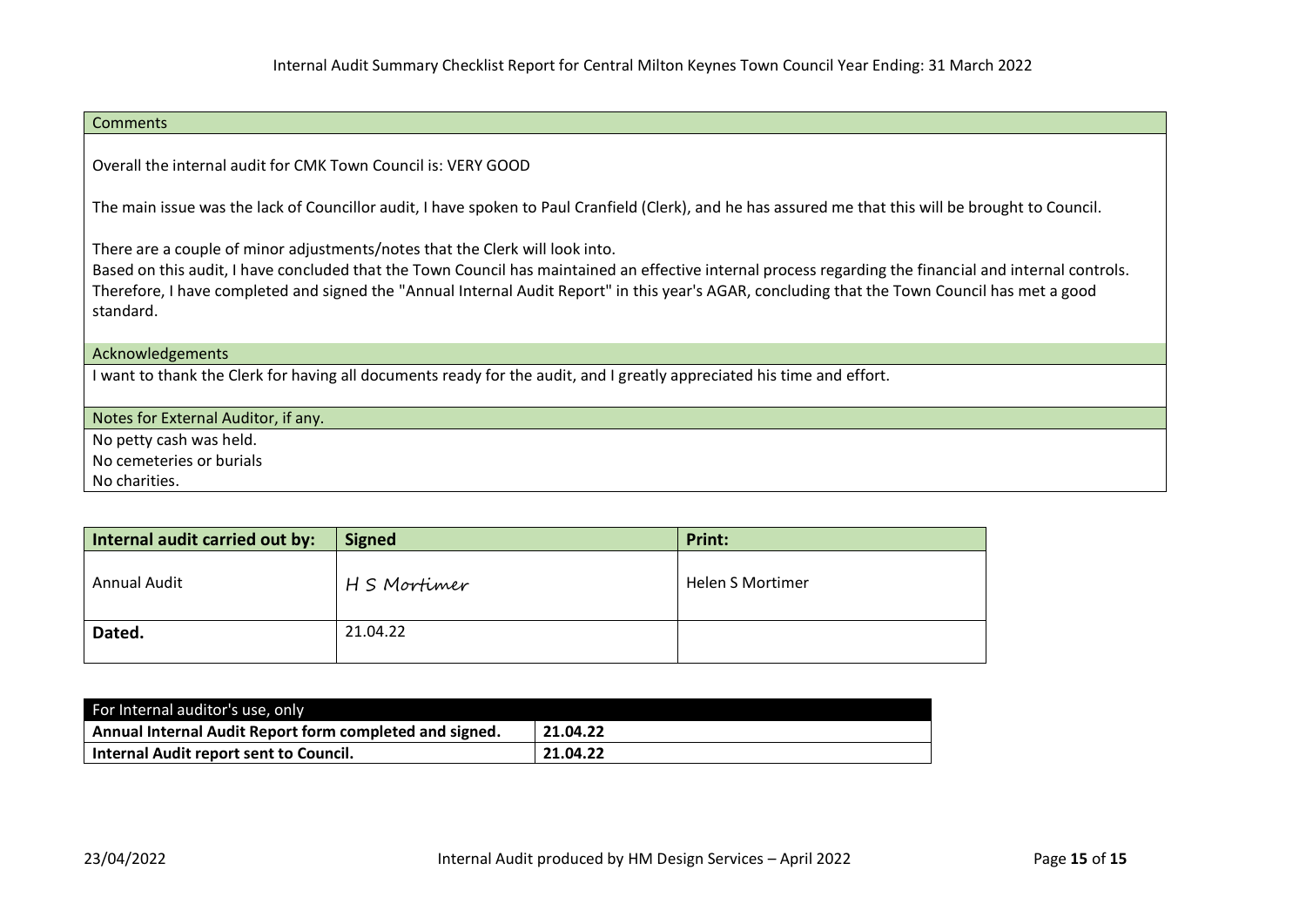Internal Audit Summary Checklist Report for Central Milton Keynes Town Council Year Ending: 31 March 2022

| Comments |
|---|
| Overall the internal audit for CMK Town Council is: VERY GOOD<br><br>The main issue was the lack of Councillor audit, I have spoken to Paul Cranfield (Clerk), and he has assured me that this will be brought to Council.<br><br>There are a couple of minor adjustments/notes that the Clerk will look into.<br>Based on this audit, I have concluded that the Town Council has maintained an effective internal process regarding the financial and internal controls. Therefore, I have completed and signed the "Annual Internal Audit Report" in this year's AGAR, concluding that the Town Council has met a good standard. |
| Acknowledgements |
| I want to thank the Clerk for having all documents ready for the audit, and I greatly appreciated his time and effort. |
| Notes for External Auditor, if any. |
| No petty cash was held.<br>No cemeteries or burials<br>No charities. |

| Internal audit carried out by: | Signed | Print: |
|---|---|---|
| Annual Audit | H S Mortimer | Helen S Mortimer |
| **Dated.** | 21.04.22 | |

| For Internal auditor's use, only | |
|---|---|
| **Annual Internal Audit Report form completed and signed.** | **21.04.22** |
| **Internal Audit report sent to Council.** | **21.04.22** |

23/04/2022 Internal Audit produced by HM Design Services – April 2022